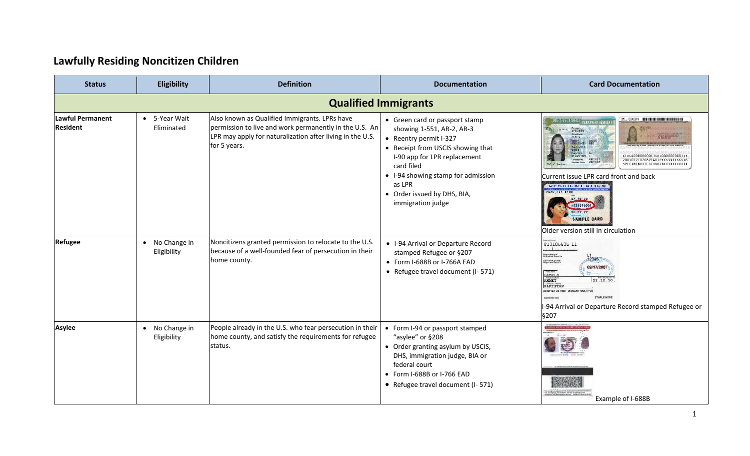# Lawfully Residing Noncitizen Children

| Status | Eligibility | Definition | Documentation | Card Documentation |
|---|---|---|---|---|
| **Qualified Immigrants** | | | | |
| **Lawful Permanent Resident** | • 5-Year Wait Eliminated | Also known as Qualified Immigrants. LPRs have permission to live and work permanently in the U.S. An LPR may apply for naturalization after living in the U.S. for 5 years. | • Green card or passport stamp showing 1-551, AR-2, AR-3<br>• Reentry permit I-327<br>• Receipt from USCIS showing that I-90 app for LPR replacement card filed<br>• I-94 showing stamp for admission as LPR<br>• Order issued by DHS, BIA, immigration judge | Current issue LPR card front and back<br>Older version still in circulation |
| **Refugee** | • No Change in Eligibility | Noncitizens granted permission to relocate to the U.S. because of a well-founded fear of persecution in their home county. | • I-94 Arrival or Departure Record stamped Refugee or §207<br>• Form I-688B or I-766A EAD<br>• Refugee travel document (I- 571) | I-94 Arrival or Departure Record stamped Refugee or §207 |
| **Asylee** | • No Change in Eligibility | People already in the U.S. who fear persecution in their home county, and satisfy the requirements for refugee status. | • Form I-94 or passport stamped "asylee" or §208<br>• Order granting asylum by USCIS, DHS, immigration judge, BIA or federal court<br>• Form I-688B or I-766 EAD<br>• Refugee travel document (I- 571) | Example of I-688B |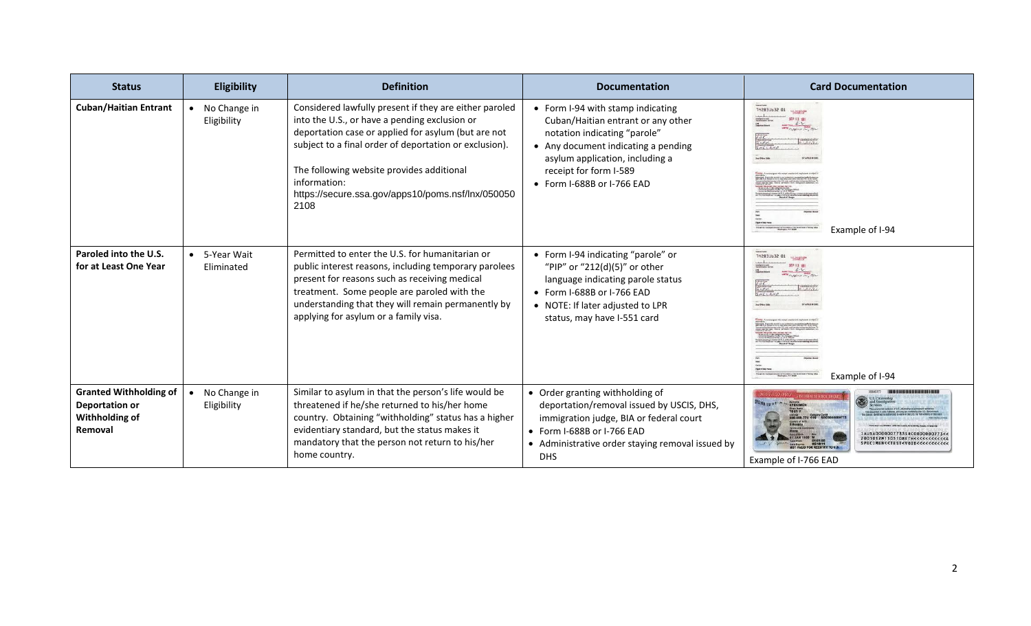| Status | Eligibility | Definition | Documentation | Card Documentation |
| --- | --- | --- | --- | --- |
| **Cuban/Haitian Entrant** | • No Change in Eligibility | Considered lawfully present if they are either paroled into the U.S., or have a pending exclusion or deportation case or applied for asylum (but are not subject to a final order of deportation or exclusion).<br><br>The following website provides additional information: https://secure.ssa.gov/apps10/poms.nsf/lnx/0500502108 | • Form I-94 with stamp indicating Cuban/Haitian entrant or any other notation indicating "parole"<br>• Any document indicating a pending asylum application, including a receipt for form I-589<br>• Form I-688B or I-766 EAD | Example of I-94 |
| **Paroled into the U.S. for at Least One Year** | • 5-Year Wait Eliminated | Permitted to enter the U.S. for humanitarian or public interest reasons, including temporary parolees present for reasons such as receiving medical treatment. Some people are paroled with the understanding that they will remain permanently by applying for asylum or a family visa. | • Form I-94 indicating "parole" or "PIP" or "212(d)(5)" or other language indicating parole status<br>• Form I-688B or I-766 EAD<br>• NOTE: If later adjusted to LPR status, may have I-551 card | Example of I-94 |
| **Granted Withholding of Deportation or Withholding of Removal** | • No Change in Eligibility | Similar to asylum in that the person's life would be threatened if he/she returned to his/her home country. Obtaining "withholding" status has a higher evidentiary standard, but the status makes it mandatory that the person not return to his/her home country. | • Order granting withholding of deportation/removal issued by USCIS, DHS, immigration judge, BIA or federal court<br>• Form I-688B or I-766 EAD<br>• Administrative order staying removal issued by DHS | Example of I-766 EAD |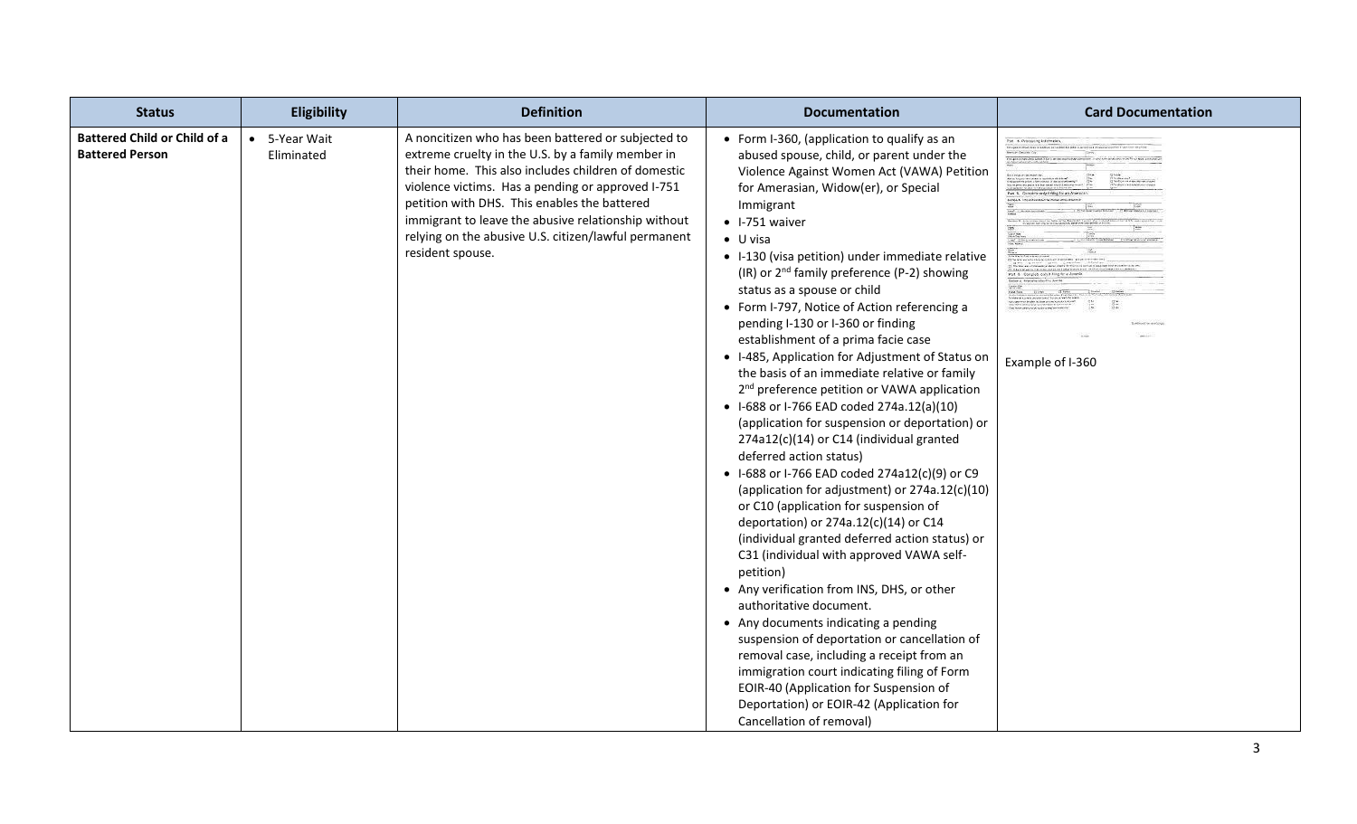| Status | Eligibility | Definition | Documentation | Card Documentation |
| --- | --- | --- | --- | --- |
| **Battered Child or Child of a Battered Person** | • 5-Year Wait Eliminated | A noncitizen who has been battered or subjected to extreme cruelty in the U.S. by a family member in their home. This also includes children of domestic violence victims. Has a pending or approved I-751 petition with DHS. This enables the battered immigrant to leave the abusive relationship without relying on the abusive U.S. citizen/lawful permanent resident spouse. | • Form I-360, (application to qualify as an abused spouse, child, or parent under the Violence Against Women Act (VAWA) Petition for Amerasian, Widow(er), or Special Immigrant<br>• I-751 waiver<br>• U visa<br>• I-130 (visa petition) under immediate relative (IR) or 2nd family preference (P-2) showing status as a spouse or child<br>• Form I-797, Notice of Action referencing a pending I-130 or I-360 or finding establishment of a prima facie case<br>• I-485, Application for Adjustment of Status on the basis of an immediate relative or family 2nd preference petition or VAWA application<br>• I-688 or I-766 EAD coded 274a.12(a)(10) (application for suspension or deportation) or 274a12(c)(14) or C14 (individual granted deferred action status)<br>• I-688 or I-766 EAD coded 274a12(c)(9) or C9 (application for adjustment) or 274a.12(c)(10) or C10 (application for suspension of deportation) or 274a.12(c)(14) or C14 (individual granted deferred action status) or C31 (individual with approved VAWA self-petition)<br>• Any verification from INS, DHS, or other authoritative document.<br>• Any documents indicating a pending suspension of deportation or cancellation of removal case, including a receipt from an immigration court indicating filing of Form EOIR-40 (Application for Suspension of Deportation) or EOIR-42 (Application for Cancellation of removal) | Example of I-360 |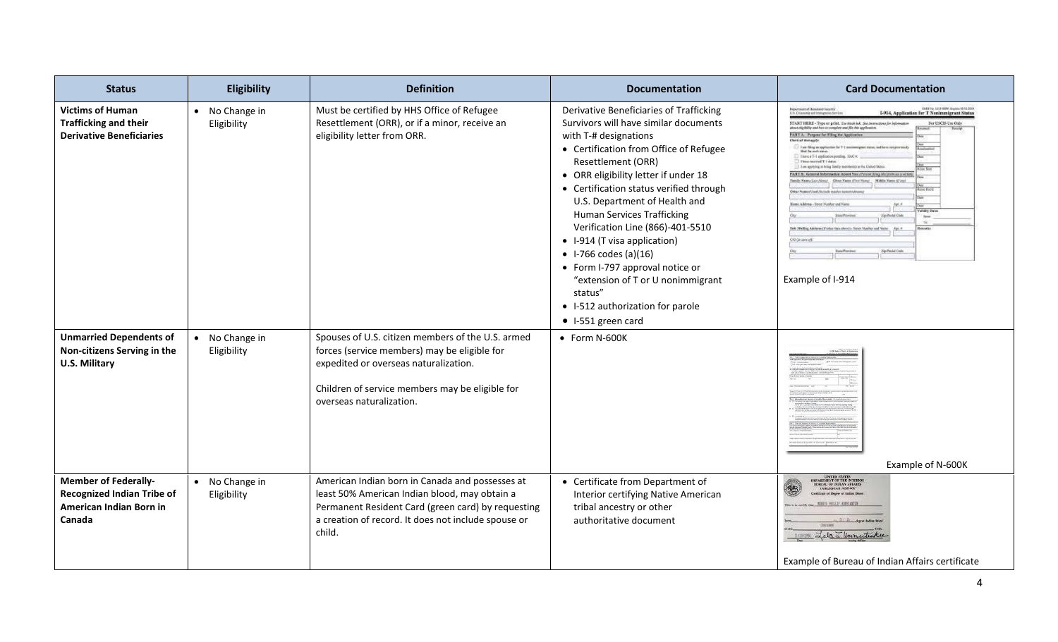| Status | Eligibility | Definition | Documentation | Card Documentation |
|---|---|---|---|---|
| **Victims of Human Trafficking and their Derivative Beneficiaries** | • No Change in Eligibility | Must be certified by HHS Office of Refugee Resettlement (ORR), or if a minor, receive an eligibility letter from ORR. | Derivative Beneficiaries of Trafficking Survivors will have similar documents with T-# designations<br>• Certification from Office of Refugee Resettlement (ORR)<br>• ORR eligibility letter if under 18<br>• Certification status verified through U.S. Department of Health and Human Services Trafficking Verification Line (866)-401-5510<br>• I-914 (T visa application)<br>• I-766 codes (a)(16)<br>• Form I-797 approval notice or "extension of T or U nonimmigrant status"<br>• I-512 authorization for parole<br>• I-551 green card | Example of I-914 |
| **Unmarried Dependents of Non-citizens Serving in the U.S. Military** | • No Change in Eligibility | Spouses of U.S. citizen members of the U.S. armed forces (service members) may be eligible for expedited or overseas naturalization.<br><br>Children of service members may be eligible for overseas naturalization. | • Form N-600K | Example of N-600K |
| **Member of Federally-Recognized Indian Tribe of American Indian Born in Canada** | • No Change in Eligibility | American Indian born in Canada and possesses at least 50% American Indian blood, may obtain a Permanent Resident Card (green card) by requesting a creation of record. It does not include spouse or child. | • Certificate from Department of Interior certifying Native American tribal ancestry or other authoritative document | Example of Bureau of Indian Affairs certificate |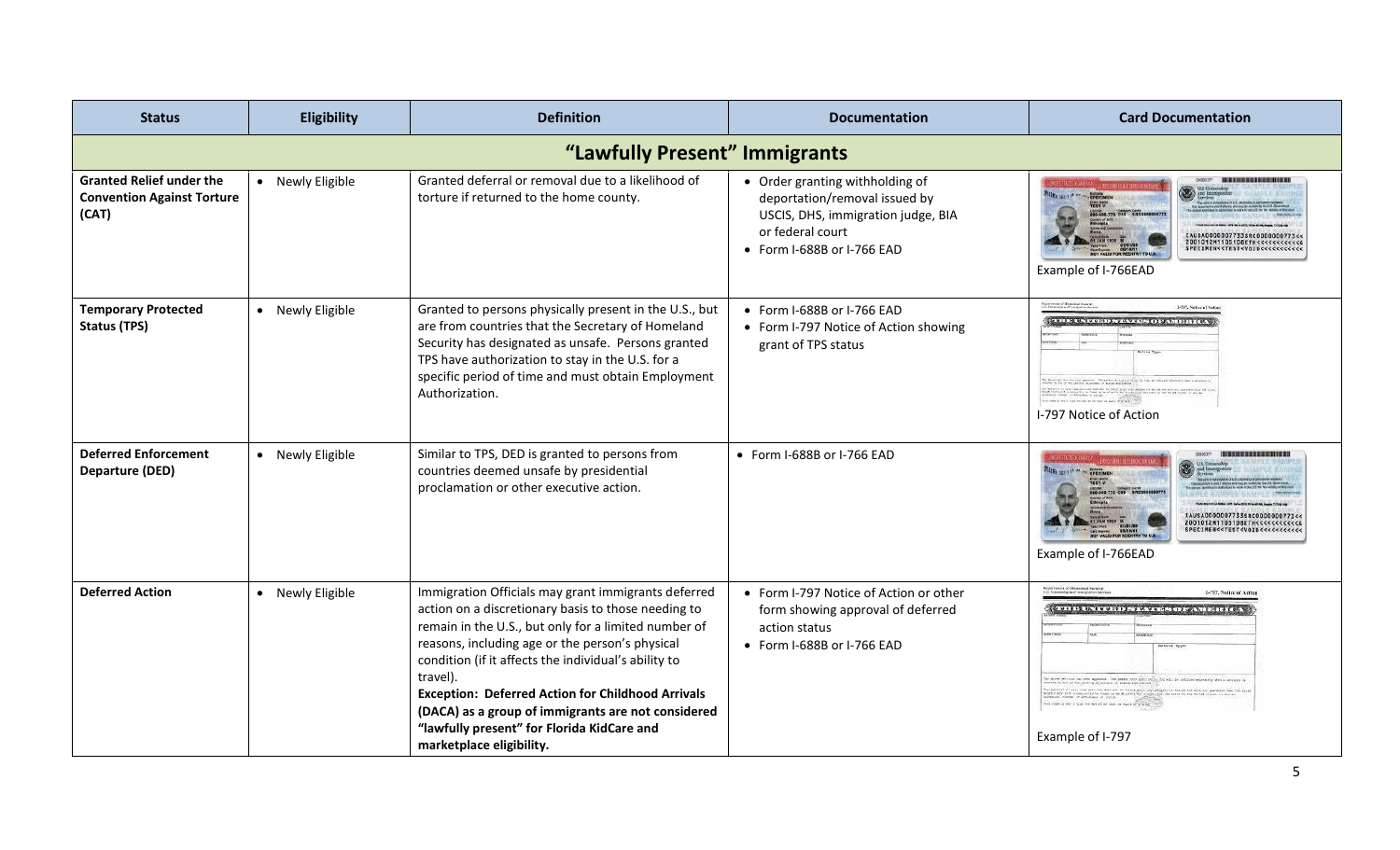| Status | Eligibility | Definition | Documentation | Card Documentation |
| --- | --- | --- | --- | --- |
| **"Lawfully Present" Immigrants** | | | | |
| **Granted Relief under the Convention Against Torture (CAT)** | • Newly Eligible | Granted deferral or removal due to a likelihood of torture if returned to the home county. | • Order granting withholding of deportation/removal issued by USCIS, DHS, immigration judge, BIA or federal court<br>• Form I-688B or I-766 EAD | Example of I-766EAD |
| **Temporary Protected Status (TPS)** | • Newly Eligible | Granted to persons physically present in the U.S., but are from countries that the Secretary of Homeland Security has designated as unsafe. Persons granted TPS have authorization to stay in the U.S. for a specific period of time and must obtain Employment Authorization. | • Form I-688B or I-766 EAD<br>• Form I-797 Notice of Action showing grant of TPS status | I-797 Notice of Action |
| **Deferred Enforcement Departure (DED)** | • Newly Eligible | Similar to TPS, DED is granted to persons from countries deemed unsafe by presidential proclamation or other executive action. | • Form I-688B or I-766 EAD | Example of I-766EAD |
| **Deferred Action** | • Newly Eligible | Immigration Officials may grant immigrants deferred action on a discretionary basis to those needing to remain in the U.S., but only for a limited number of reasons, including age or the person's physical condition (if it affects the individual's ability to travel).<br>**Exception: Deferred Action for Childhood Arrivals (DACA) as a group of immigrants are not considered "lawfully present" for Florida KidCare and marketplace eligibility.** | • Form I-797 Notice of Action or other form showing approval of deferred action status<br>• Form I-688B or I-766 EAD | Example of I-797 |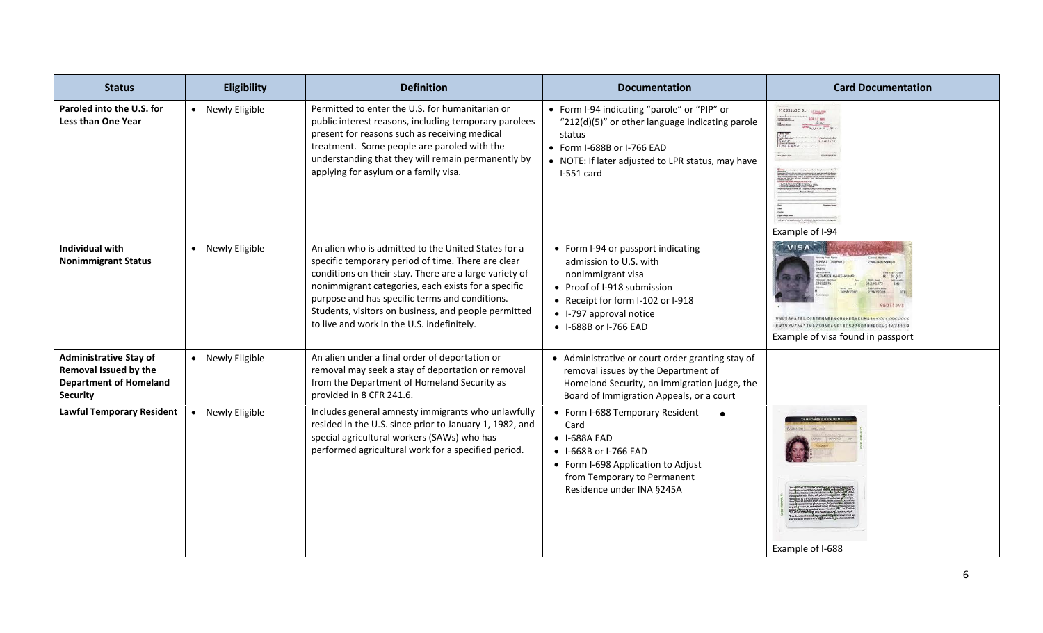| Status | Eligibility | Definition | Documentation | Card Documentation |
| --- | --- | --- | --- | --- |
| **Paroled into the U.S. for Less than One Year** | • Newly Eligible | Permitted to enter the U.S. for humanitarian or public interest reasons, including temporary parolees present for reasons such as receiving medical treatment. Some people are paroled with the understanding that they will remain permanently by applying for asylum or a family visa. | • Form I-94 indicating "parole" or "PIP" or "212(d)(5)" or other language indicating parole status<br>• Form I-688B or I-766 EAD<br>• NOTE: If later adjusted to LPR status, may have I-551 card | Example of I-94 |
| **Individual with Nonimmigrant Status** | • Newly Eligible | An alien who is admitted to the United States for a specific temporary period of time. There are clear conditions on their stay. There are a large variety of nonimmigrant categories, each exists for a specific purpose and has specific terms and conditions. Students, visitors on business, and people permitted to live and work in the U.S. indefinitely. | • Form I-94 or passport indicating admission to U.S. with nonimmigrant visa<br>• Proof of I-918 submission<br>• Receipt for form I-102 or I-918<br>• I-797 approval notice<br>• I-688B or I-766 EAD | Example of visa found in passport |
| **Administrative Stay of Removal Issued by the Department of Homeland Security** | • Newly Eligible | An alien under a final order of deportation or removal may seek a stay of deportation or removal from the Department of Homeland Security as provided in 8 CFR 241.6. | • Administrative or court order granting stay of removal issues by the Department of Homeland Security, an immigration judge, the Board of Immigration Appeals, or a court | |
| **Lawful Temporary Resident** | • Newly Eligible | Includes general amnesty immigrants who unlawfully resided in the U.S. since prior to January 1, 1982, and special agricultural workers (SAWs) who has performed agricultural work for a specified period. | • Form I-688 Temporary Resident Card<br>• I-688A EAD<br>• I-668B or I-766 EAD<br>• Form I-698 Application to Adjust from Temporary to Permanent Residence under INA §245A | Example of I-688 |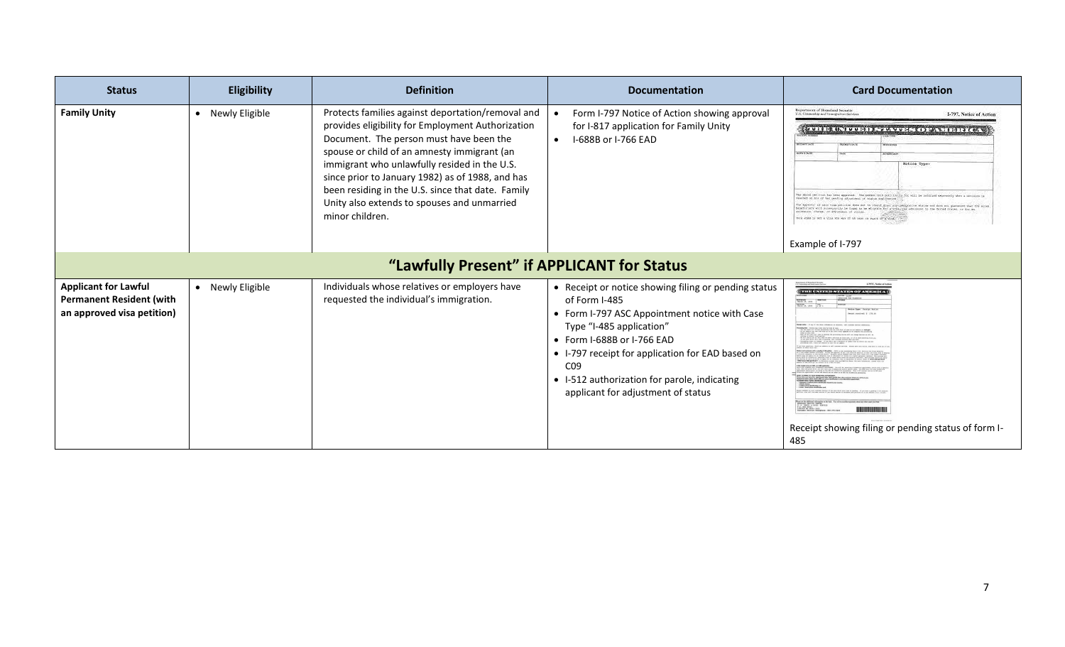| Status | Eligibility | Definition | Documentation | Card Documentation |
| --- | --- | --- | --- | --- |
| **Family Unity** | • Newly Eligible | Protects families against deportation/removal and provides eligibility for Employment Authorization Document. The person must have been the spouse or child of an amnesty immigrant (an immigrant who unlawfully resided in the U.S. since prior to January 1982) as of 1988, and has been residing in the U.S. since that date. Family Unity also extends to spouses and unmarried minor children. | • Form I-797 Notice of Action showing approval for I-817 application for Family Unity<br>• I-688B or I-766 EAD | Example of I-797 |
| **"Lawfully Present" if APPLICANT for Status** | | | | |
| **Applicant for Lawful Permanent Resident (with an approved visa petition)** | • Newly Eligible | Individuals whose relatives or employers have requested the individual's immigration. | • Receipt or notice showing filing or pending status of Form I-485<br>• Form I-797 ASC Appointment notice with Case Type "I-485 application"<br>• Form I-688B or I-766 EAD<br>• I-797 receipt for application for EAD based on C09<br>• I-512 authorization for parole, indicating applicant for adjustment of status | Receipt showing filing or pending status of form I-485 |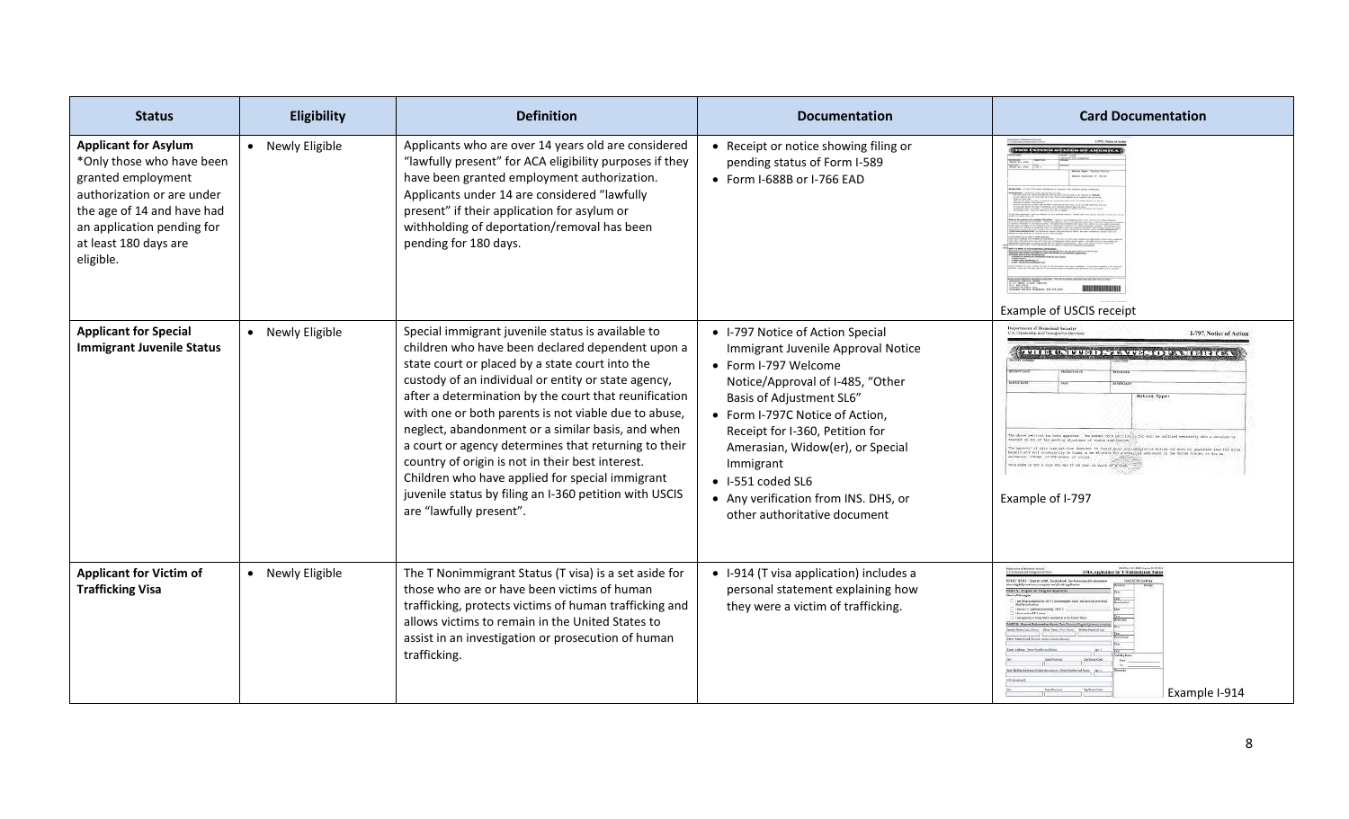| Status | Eligibility | Definition | Documentation | Card Documentation |
|---|---|---|---|---|
| **Applicant for Asylum** *Only those who have been granted employment authorization or are under the age of 14 and have had an application pending for at least 180 days are eligible. | • Newly Eligible | Applicants who are over 14 years old are considered "lawfully present" for ACA eligibility purposes if they have been granted employment authorization. Applicants under 14 are considered "lawfully present" if their application for asylum or withholding of deportation/removal has been pending for 180 days. | • Receipt or notice showing filing or pending status of Form I-589<br>• Form I-688B or I-766 EAD | Example of USCIS receipt |
| **Applicant for Special Immigrant Juvenile Status** | • Newly Eligible | Special immigrant juvenile status is available to children who have been declared dependent upon a state court or placed by a state court into the custody of an individual or entity or state agency, after a determination by the court that reunification with one or both parents is not viable due to abuse, neglect, abandonment or a similar basis, and when a court or agency determines that returning to their country of origin is not in their best interest. Children who have applied for special immigrant juvenile status by filing an I-360 petition with USCIS are "lawfully present". | • I-797 Notice of Action Special Immigrant Juvenile Approval Notice<br>• Form I-797 Welcome Notice/Approval of I-485, "Other Basis of Adjustment SL6"<br>• Form I-797C Notice of Action, Receipt for I-360, Petition for Amerasian, Widow(er), or Special Immigrant<br>• I-551 coded SL6<br>• Any verification from INS. DHS, or other authoritative document | Example of I-797 |
| **Applicant for Victim of Trafficking Visa** | • Newly Eligible | The T Nonimmigrant Status (T visa) is a set aside for those who are or have been victims of human trafficking, protects victims of human trafficking and allows victims to remain in the United States to assist in an investigation or prosecution of human trafficking. | • I-914 (T visa application) includes a personal statement explaining how they were a victim of trafficking. | Example I-914 |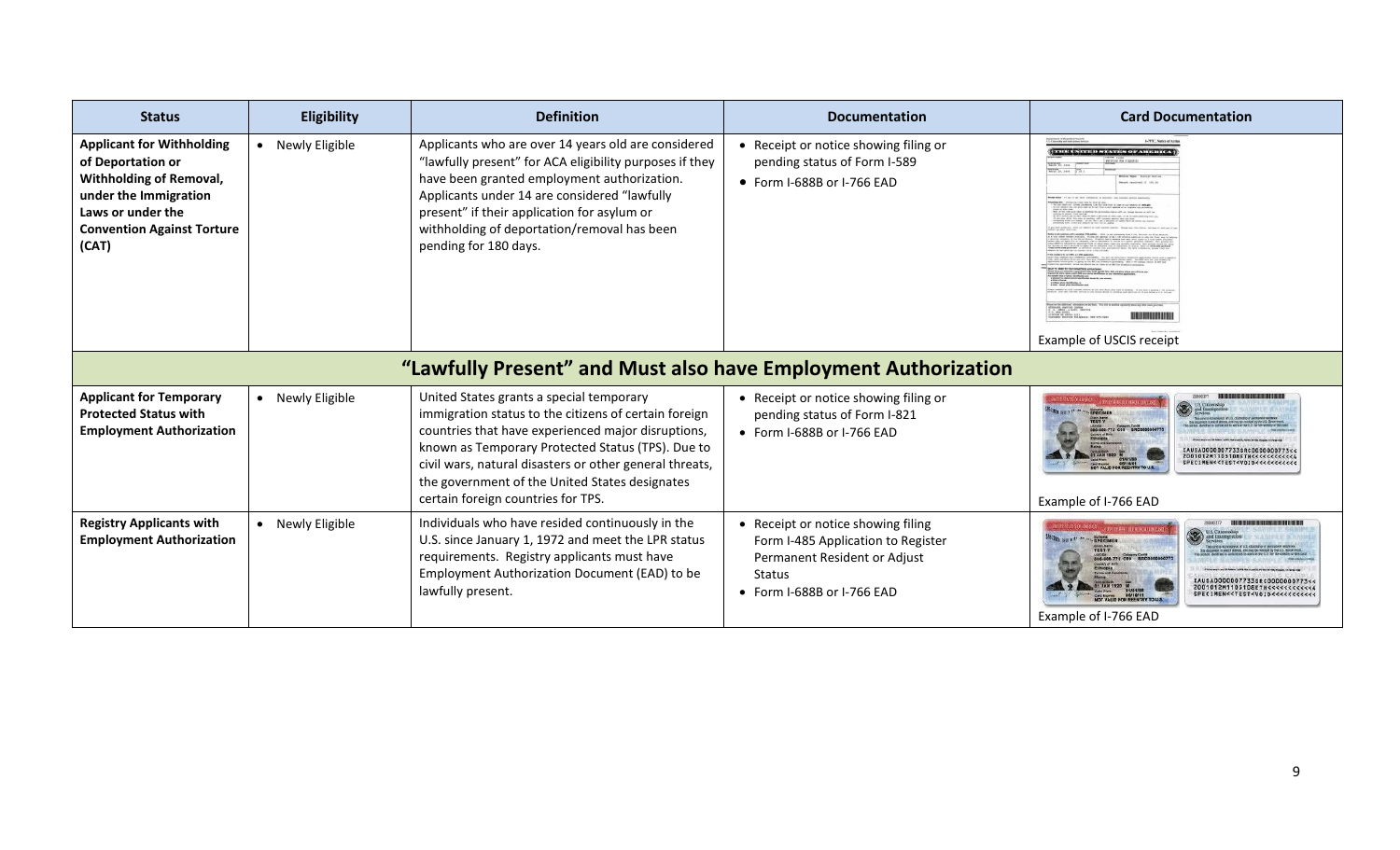| Status | Eligibility | Definition | Documentation | Card Documentation |
|---|---|---|---|---|
| **Applicant for Withholding of Deportation or Withholding of Removal, under the Immigration Laws or under the Convention Against Torture (CAT)** | • Newly Eligible | Applicants who are over 14 years old are considered "lawfully present" for ACA eligibility purposes if they have been granted employment authorization. Applicants under 14 are considered "lawfully present" if their application for asylum or withholding of deportation/removal has been pending for 180 days. | • Receipt or notice showing filing or pending status of Form I-589<br>• Form I-688B or I-766 EAD | Example of USCIS receipt |
| **"Lawfully Present" and Must also have Employment Authorization** | | | | |
| **Applicant for Temporary Protected Status with Employment Authorization** | • Newly Eligible | United States grants a special temporary immigration status to the citizens of certain foreign countries that have experienced major disruptions, known as Temporary Protected Status (TPS). Due to civil wars, natural disasters or other general threats, the government of the United States designates certain foreign countries for TPS. | • Receipt or notice showing filing or pending status of Form I-821<br>• Form I-688B or I-766 EAD | Example of I-766 EAD |
| **Registry Applicants with Employment Authorization** | • Newly Eligible | Individuals who have resided continuously in the U.S. since January 1, 1972 and meet the LPR status requirements. Registry applicants must have Employment Authorization Document (EAD) to be lawfully present. | • Receipt or notice showing filing Form I-485 Application to Register Permanent Resident or Adjust Status<br>• Form I-688B or I-766 EAD | Example of I-766 EAD |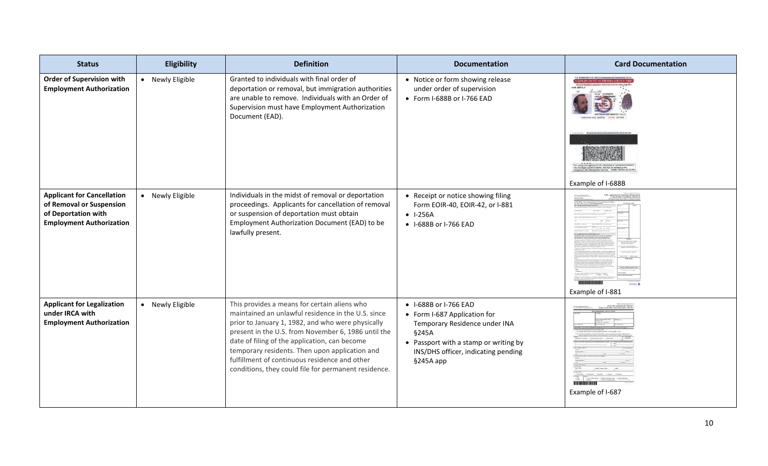| Status | Eligibility | Definition | Documentation | Card Documentation |
|---|---|---|---|---|
| **Order of Supervision with Employment Authorization** | • Newly Eligible | Granted to individuals with final order of deportation or removal, but immigration authorities are unable to remove. Individuals with an Order of Supervision must have Employment Authorization Document (EAD). | • Notice or form showing release under order of supervision<br>• Form I-688B or I-766 EAD | Example of I-688B |
| **Applicant for Cancellation of Removal or Suspension of Deportation with Employment Authorization** | • Newly Eligible | Individuals in the midst of removal or deportation proceedings. Applicants for cancellation of removal or suspension of deportation must obtain Employment Authorization Document (EAD) to be lawfully present. | • Receipt or notice showing filing Form EOIR-40, EOIR-42, or I-881<br>• I-256A<br>• I-688B or I-766 EAD | Example of I-881 |
| **Applicant for Legalization under IRCA with Employment Authorization** | • Newly Eligible | This provides a means for certain aliens who maintained an unlawful residence in the U.S. since prior to January 1, 1982, and who were physically present in the U.S. from November 6, 1986 until the date of filing of the application, can become temporary residents. Then upon application and fulfillment of continuous residence and other conditions, they could file for permanent residence. | • I-688B or I-766 EAD<br>• Form I-687 Application for Temporary Residence under INA §245A<br>• Passport with a stamp or writing by INS/DHS officer, indicating pending §245A app | Example of I-687 |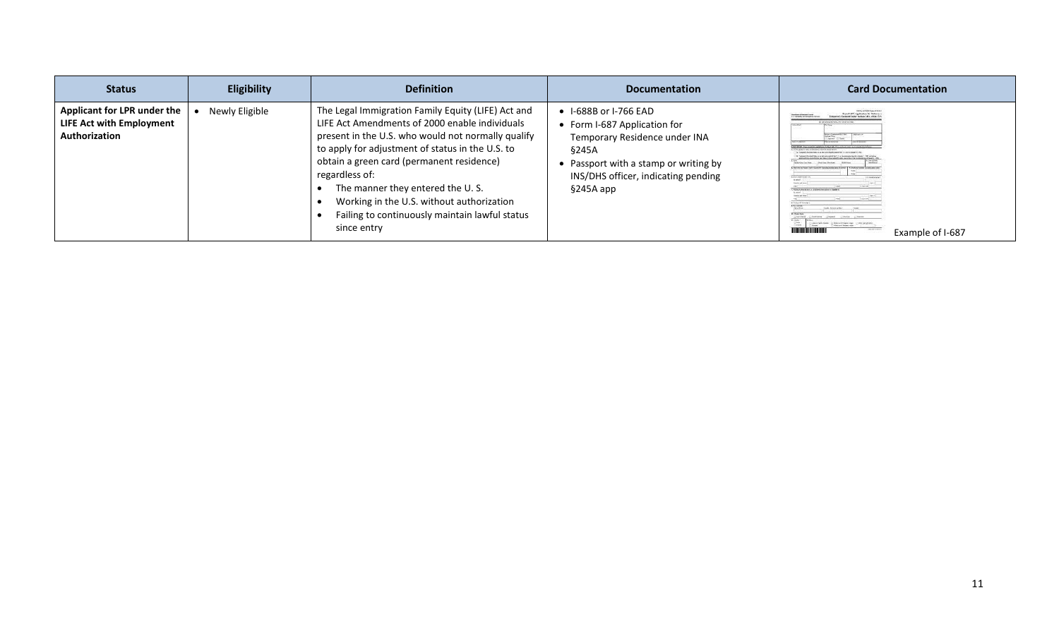| Status | Eligibility | Definition | Documentation | Card Documentation |
|---|---|---|---|---|
| **Applicant for LPR under the LIFE Act with Employment Authorization** | • Newly Eligible | The Legal Immigration Family Equity (LIFE) Act and LIFE Act Amendments of 2000 enable individuals present in the U.S. who would not normally qualify to apply for adjustment of status in the U.S. to obtain a green card (permanent residence) regardless of:<br>• The manner they entered the U. S.<br>• Working in the U.S. without authorization<br>• Failing to continuously maintain lawful status since entry | • I-688B or I-766 EAD<br>• Form I-687 Application for Temporary Residence under INA §245A<br>• Passport with a stamp or writing by INS/DHS officer, indicating pending §245A app | Example of I-687 |